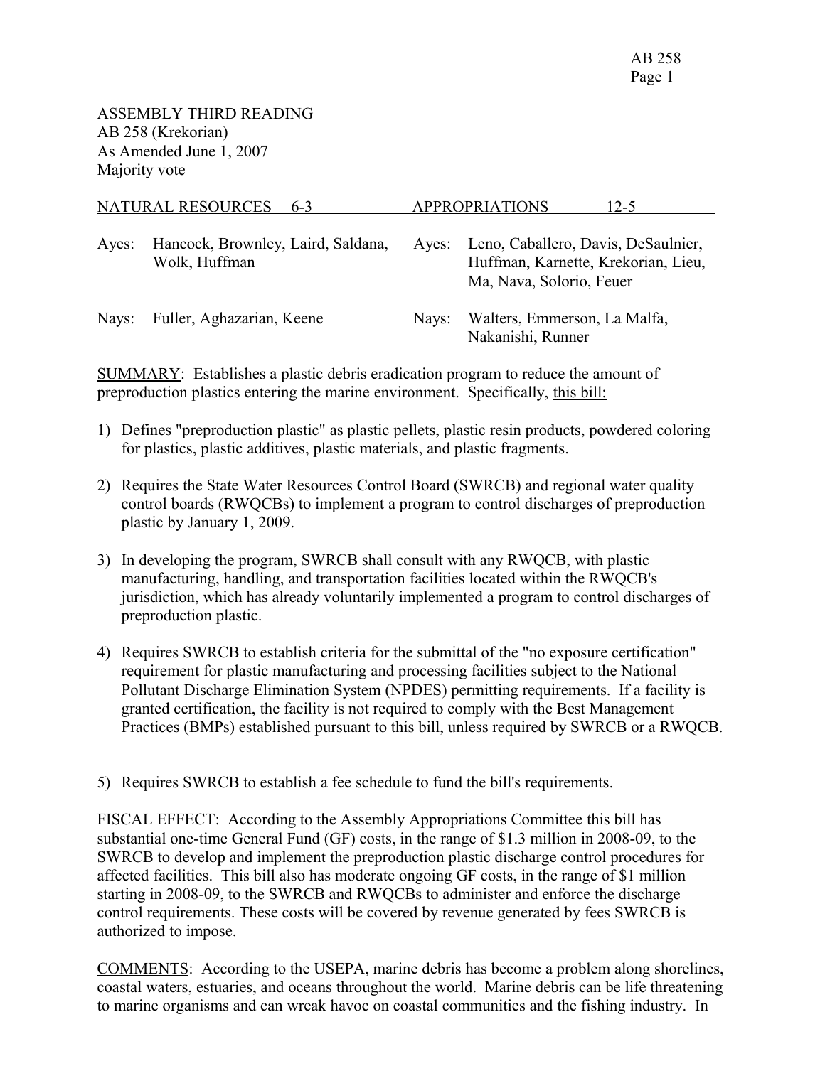ASSEMBLY THIRD READING
AB 258 (Krekorian)
As Amended June 1, 2007
Majority vote

| NATURAL RESOURCES | 6-3 | APPROPRIATIONS | 12-5 |
|---|---|---|---|
| Ayes: | Hancock, Brownley, Laird, Saldana, Wolk, Huffman | Ayes: | Leno, Caballero, Davis, DeSaulnier, Huffman, Karnette, Krekorian, Lieu, Ma, Nava, Solorio, Feuer |
| Nays: | Fuller, Aghazarian, Keene | Nays: | Walters, Emmerson, La Malfa, Nakanishi, Runner |

SUMMARY: Establishes a plastic debris eradication program to reduce the amount of preproduction plastics entering the marine environment. Specifically, this bill:

1) Defines "preproduction plastic" as plastic pellets, plastic resin products, powdered coloring for plastics, plastic additives, plastic materials, and plastic fragments.

2) Requires the State Water Resources Control Board (SWRCB) and regional water quality control boards (RWQCBs) to implement a program to control discharges of preproduction plastic by January 1, 2009.

3) In developing the program, SWRCB shall consult with any RWQCB, with plastic manufacturing, handling, and transportation facilities located within the RWQCB's jurisdiction, which has already voluntarily implemented a program to control discharges of preproduction plastic.

4) Requires SWRCB to establish criteria for the submittal of the "no exposure certification" requirement for plastic manufacturing and processing facilities subject to the National Pollutant Discharge Elimination System (NPDES) permitting requirements. If a facility is granted certification, the facility is not required to comply with the Best Management Practices (BMPs) established pursuant to this bill, unless required by SWRCB or a RWQCB.

5) Requires SWRCB to establish a fee schedule to fund the bill's requirements.

FISCAL EFFECT: According to the Assembly Appropriations Committee this bill has substantial one-time General Fund (GF) costs, in the range of $1.3 million in 2008-09, to the SWRCB to develop and implement the preproduction plastic discharge control procedures for affected facilities. This bill also has moderate ongoing GF costs, in the range of $1 million starting in 2008-09, to the SWRCB and RWQCBs to administer and enforce the discharge control requirements. These costs will be covered by revenue generated by fees SWRCB is authorized to impose.

COMMENTS: According to the USEPA, marine debris has become a problem along shorelines, coastal waters, estuaries, and oceans throughout the world. Marine debris can be life threatening to marine organisms and can wreak havoc on coastal communities and the fishing industry. In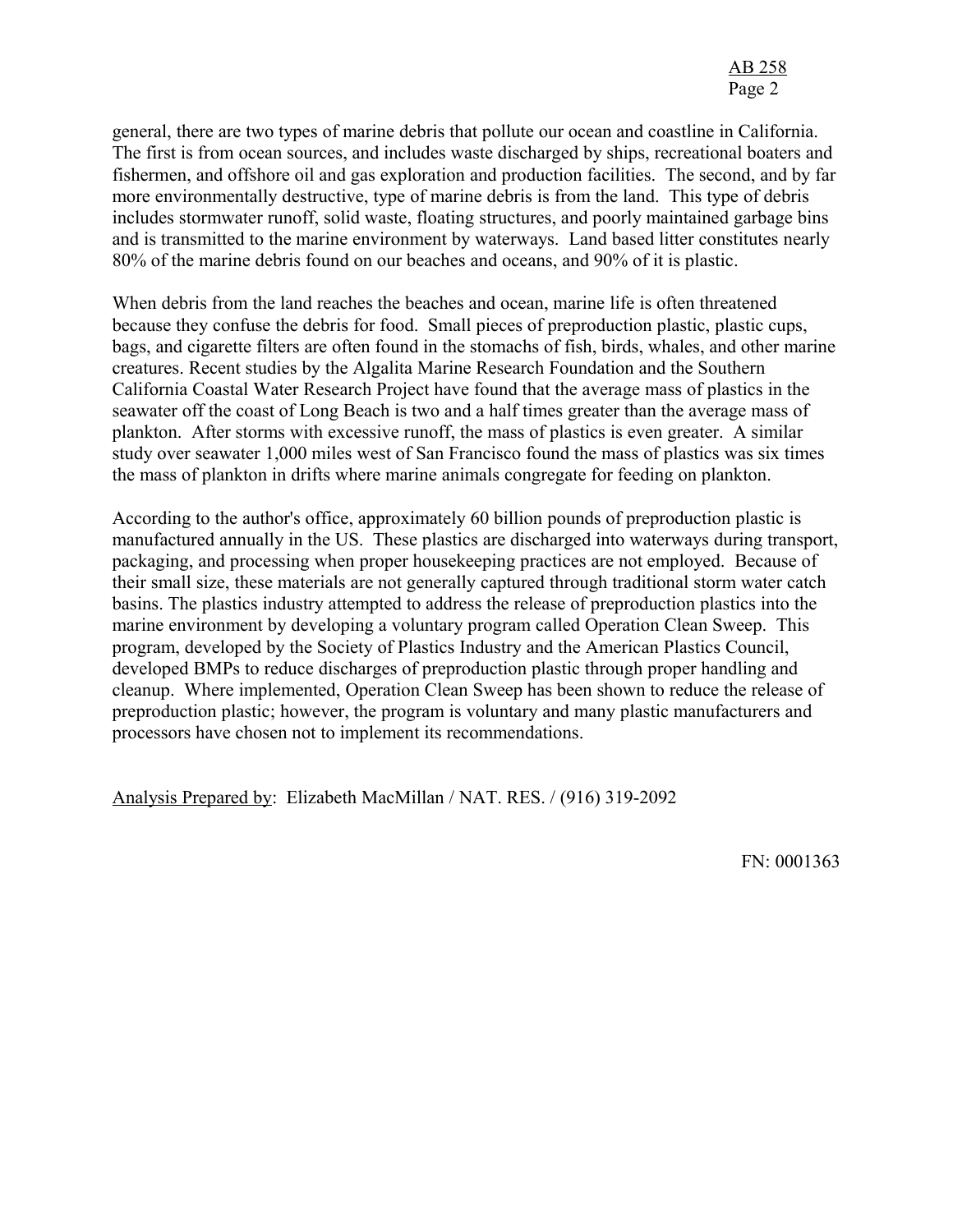general, there are two types of marine debris that pollute our ocean and coastline in California. The first is from ocean sources, and includes waste discharged by ships, recreational boaters and fishermen, and offshore oil and gas exploration and production facilities. The second, and by far more environmentally destructive, type of marine debris is from the land. This type of debris includes stormwater runoff, solid waste, floating structures, and poorly maintained garbage bins and is transmitted to the marine environment by waterways. Land based litter constitutes nearly 80% of the marine debris found on our beaches and oceans, and 90% of it is plastic.

When debris from the land reaches the beaches and ocean, marine life is often threatened because they confuse the debris for food. Small pieces of preproduction plastic, plastic cups, bags, and cigarette filters are often found in the stomachs of fish, birds, whales, and other marine creatures. Recent studies by the Algalita Marine Research Foundation and the Southern California Coastal Water Research Project have found that the average mass of plastics in the seawater off the coast of Long Beach is two and a half times greater than the average mass of plankton. After storms with excessive runoff, the mass of plastics is even greater. A similar study over seawater 1,000 miles west of San Francisco found the mass of plastics was six times the mass of plankton in drifts where marine animals congregate for feeding on plankton.

According to the author's office, approximately 60 billion pounds of preproduction plastic is manufactured annually in the US. These plastics are discharged into waterways during transport, packaging, and processing when proper housekeeping practices are not employed. Because of their small size, these materials are not generally captured through traditional storm water catch basins. The plastics industry attempted to address the release of preproduction plastics into the marine environment by developing a voluntary program called Operation Clean Sweep. This program, developed by the Society of Plastics Industry and the American Plastics Council, developed BMPs to reduce discharges of preproduction plastic through proper handling and cleanup. Where implemented, Operation Clean Sweep has been shown to reduce the release of preproduction plastic; however, the program is voluntary and many plastic manufacturers and processors have chosen not to implement its recommendations.

Analysis Prepared by: Elizabeth MacMillan / NAT. RES. / (916) 319-2092

FN: 0001363